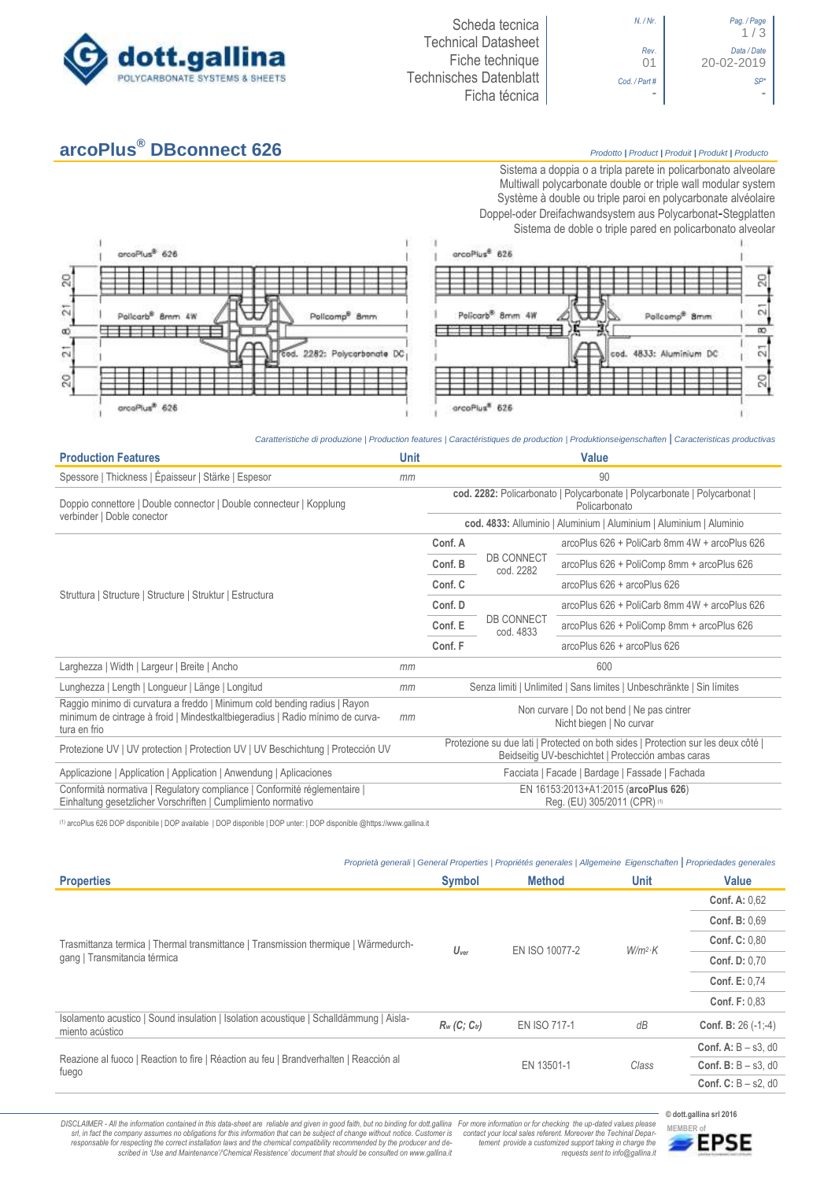dott.gallina
POLYCARBONATE SYSTEMS & SHEETS

Scheda tecnica
Technical Datasheet
Fiche technique
Technisches Datenblatt
Ficha técnica

| N. / Nr. | Pag. / Page |
|---|---|
| | 1 / 3 |
| Rev. | Data / Date |
| 01 | 20-02-2019 |
| Cod. / Part # | SP* |
| - | - |

# arcoPlus® DBconnect 626

*Prodotto | Product | Produit | Produkt | Producto*

Sistema a doppia o a tripla parete in policarbonato alveolare
Multiwall polycarbonate double or triple wall modular system
Système à double ou triple paroi en polycarbonate alvéolaire
Doppel-oder Dreifachwandsystem aus Polycarbonat-Stegplatten
Sistema de doble o triple pared en policarbonato alveolar

arcoPlus® 626
Policarb® 8mm 4W
Policomp® 8mm
cod. 2282: Polycarbonate DC
arcoPlus® 626
20 21 8 21 20

arcoPlus® 626
Policarb® 8mm 4W
Policomp® 8mm
cod. 4833: Aluminium DC
arcoPlus® 626
20 21 8 21 20

*Caratteristiche di produzione | Production features | Caractéristiques de production | Produktionseigenschaften | Caracteristicas productivas*

| Production Features | Unit | Value | | |
|---|---|---|---|---|
| Spessore \| Thickness \| Épaisseur \| Stärke \| Espesor | mm | 90 | | |
| Doppio connettore \| Double connector \| Double connecteur \| Kopplung verbinder \| Doble conector | | **cod. 2282:** Policarbonato \| Polycarbonate \| Polycarbonate \| Polycarbonat \| Policarbonato | | |
| | | **cod. 4833:** Allumінio \| Aluminium \| Aluminium \| Aluminium \| Aluminio | | |
| Struttura \| Structure \| Structure \| Struktur \| Estructura | | **Conf. A** | DB CONNECT cod. 2282 | arcoPlus 626 + PoliCarb 8mm 4W + arcoPlus 626 |
| | | **Conf. B** | | arcoPlus 626 + PoliComp 8mm + arcoPlus 626 |
| | | **Conf. C** | | arcoPlus 626 + arcoPlus 626 |
| | | **Conf. D** | DB CONNECT cod. 4833 | arcoPlus 626 + PoliCarb 8mm 4W + arcoPlus 626 |
| | | **Conf. E** | | arcoPlus 626 + PoliComp 8mm + arcoPlus 626 |
| | | **Conf. F** | | arcoPlus 626 + arcoPlus 626 |
| Larghezza \| Width \| Largeur \| Breite \| Ancho | mm | 600 | | |
| Lunghezza \| Length \| Longueur \| Länge \| Longitud | mm | Senza limiti \| Unlimited \| Sans limites \| Unbeschränkte \| Sin límites | | |
| Raggio minimo di curvatura a freddo \| Minimum cold bending radius \| Rayon minimum de cintrage à froid \| Mindestkaltbiegeradius \| Radio mínimo de curvatura en frío | mm | Non curvare \| Do not bend \| Ne pas cintrer Nicht biegen \| No curvar | | |
| Protezione UV \| UV protection \| Protection UV \| UV Beschichtung \| Protección UV | | Protezione su due lati \| Protected on both sides \| Protection sur les deux côté \| Beidseitig UV-beschichtet \| Protección ambas caras | | |
| Applicazione \| Application \| Application \| Anwendung \| Aplicaciones | | Facciata \| Facade \| Bardage \| Fassade \| Fachada | | |
| Conformità normativa \| Regulatory compliance \| Conformité réglementaire \| Einhaltung gesetzlicher Vorschriften \| Cumplimiento normativo | | EN 16153:2013+A1:2015 (**arcoPlus 626**) Reg. (EU) 305/2011 (CPR) (1) | | |

(1) arcoPlus 626 DOP disponibile | DOP available | DOP disponible | DOP unter: | DOP disponible @https://www.gallina.it

*Proprietà generali | General Properties | Propriétés generales | Allgemeine Eigenschaften | Propriedades generales*

| Properties | Symbol | Method | Unit | Value |
|---|---|---|---|---|
| Trasmittanza termica \| Thermal transmittance \| Transmission thermique \| Wärmedurchgang \| Transmitancia térmica | $U_{ver}$ | EN ISO 10077-2 | $W/m^2{\cdot}K$ | **Conf. A:** 0,62 |
| | | | | **Conf. B:** 0,69 |
| | | | | **Conf. C:** 0,80 |
| | | | | **Conf. D:** 0,70 |
| | | | | **Conf. E:** 0,74 |
| | | | | **Conf. F:** 0,83 |
| Isolamento acustico \| Sound insulation \| Isolation acoustique \| Schalldämmung \| Aislamiento acústico | $R_w$ $(C; C_{tr})$ | EN ISO 717-1 | dB | **Conf. B:** 26 (-1;-4) |
| Reazione al fuoco \| Reaction to fire \| Réaction au feu \| Brandverhalten \| Reacción al fuego | | EN 13501-1 | Class | **Conf. A:** B – s3, d0 |
| | | | | **Conf. B:** B – s3, d0 |
| | | | | **Conf. C:** B – s2, d0 |

*DISCLAIMER - All the information contained in this data-sheet are reliable and given in good faith, but no binding for dott.gallina srl, in fact the company assumes no obligations for this information that can be subject of change without notice. Customer is responsible for respecting the correct installation laws and the chemical compatibility recommended by the producer and described in 'Use and Maintenance'/'Chemical Resistence' document that should be consulted on www.gallina.it*

*For more information or for checking the up-dated values please contact your local sales referent. Moreover the Techinal Department provide a customized support taking in charge the requests sent to info@gallina.it*

© dott.gallina srl 2016
MEMBER of EPSE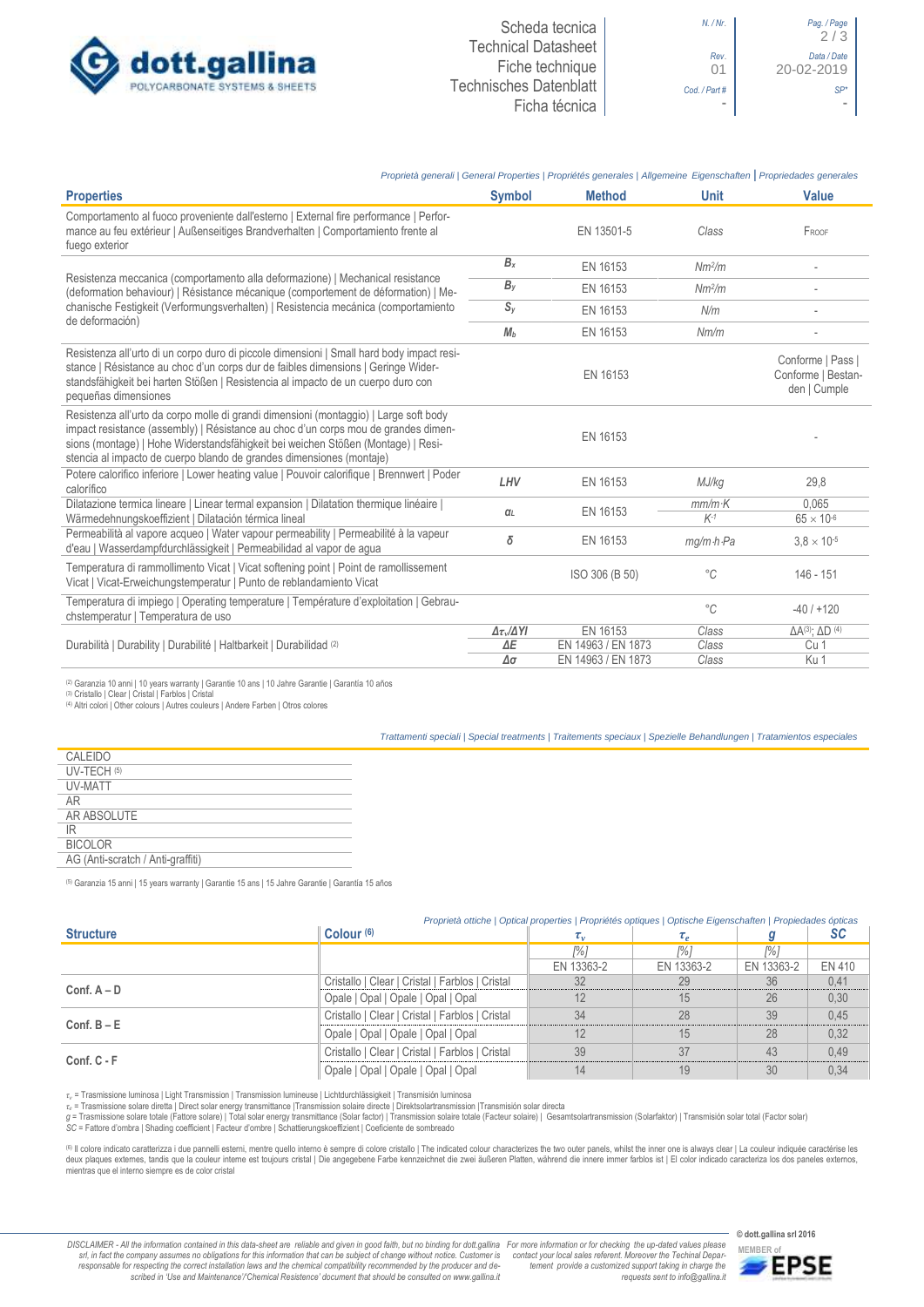Scheda tecnica
Technical Datasheet
Fiche technique
Technisches Datenblatt
Ficha técnica

| N. / Nr. | Pag. / Page |
|---|---|
| Rev. 01 | Data / Date 20-02-2019 |
| Cod. / Part # - | SP* - |

*Proprietà generali | General Properties | Propriétés generales | Allgemeine Eigenschaften | Propriedades generales*

| Properties | Symbol | Method | Unit | Value |
|---|---|---|---|---|
| Comportamento al fuoco proveniente dall'esterno \| External fire performance \| Performance au feu extérieur \| Außenseitiges Brandverhalten \| Comportamiento frente al fuego exterior | | EN 13501-5 | Class | FROOF |
| Resistenza meccanica (comportamento alla deformazione) \| Mechanical resistance (deformation behaviour) \| Résistance mécanique (comportement de déformation) \| Mechanische Festigkeit (Verformungsverhalten) \| Resistencia mecánica (comportamiento de deformación) | $B_x$ | EN 16153 | $Nm^2/m$ | - |
| | $B_y$ | EN 16153 | $Nm^2/m$ | - |
| | $S_y$ | EN 16153 | N/m | - |
| | $M_b$ | EN 16153 | Nm/m | - |
| Resistenza all'urto di un corpo duro di piccole dimensioni \| Small hard body impact resistance \| Résistance au choc d'un corps dur de faibles dimensions \| Geringe Widerstandsfähigkeit bei harten Stößen \| Resistencia al impacto de un cuerpo duro con pequeñas dimensiones | | EN 16153 | | Conforme \| Pass \| Conforme \| Bestanden \| Cumple |
| Resistenza all'urto da corpo molle di grandi dimensioni (montaggio) \| Large soft body impact resistance (assembly) \| Résistance au choc d'un corps mou de grandes dimensions (montage) \| Hohe Widerstandsfähigkeit bei weichen Stößen (Montage) \| Resistencia al impacto de cuerpo blando de grandes dimensiones (montaje) | | EN 16153 | | - |
| Potere calorifico inferiore \| Lower heating value \| Pouvoir calorifique \| Brennwert \| Poder calorífico | LHV | EN 16153 | MJ/kg | 29,8 |
| Dilatazione termica lineare \| Linear termal expansion \| Dilatation thermique linéaire \| Wärmedehnungskoeffizient \| Dilatación térmica lineal | $\alpha_L$ | EN 16153 | mm/m·K | 0,065 |
| | | | $K^{-1}$ | $65 \times 10^{-6}$ |
| Permeabilità al vapore acqueo \| Water vapour permeability \| Perméabilité à la vapeur d'eau \| Wasserdampfdurchlässigkeit \| Permeabilidad al vapor de agua | $\delta$ | EN 16153 | mg/m·h·Pa | $3,8 \times 10^{-5}$ |
| Temperatura di rammollimento Vicat \| Vicat softening point \| Point de ramollissement Vicat \| Vicat-Erweichungstemperatur \| Punto de reblandamiento Vicat | | ISO 306 (B 50) | °C | 146 - 151 |
| Temperatura di impiego \| Operating temperature \| Température d'exploitation \| Gebrauchstemperatur \| Temperatura de uso | | | °C | -40 / +120 |
| Durabilità \| Durability \| Durabilité \| Haltbarkeit \| Durabilidad (2) | $\Delta\tau_v/\Delta YI$ | EN 16153 | Class | ΔA(3); ΔD (4) |
| | $\Delta E$ | EN 14963 / EN 1873 | Class | Cu 1 |
| | $\Delta\sigma$ | EN 14963 / EN 1873 | Class | Ku 1 |

(2) Garanzia 10 anni | 10 years warranty | Garantie 10 ans | 10 Jahre Garantie | Garantía 10 años
(3) Cristallo | Clear | Cristal | Farblos | Cristal
(4) Altri colori | Other colours | Autres couleurs | Andere Farben | Otros colores

*Trattamenti speciali | Special treatments | Traitements speciaux | Spezielle Behandlungen | Tratamientos especiales*

- CALEIDO
- UV-TECH (5)
- UV-MATT
- AR
- AR ABSOLUTE
- IR
- BICOLOR
- AG (Anti-scratch / Anti-graffiti)

(5) Garanzia 15 anni | 15 years warranty | Garantie 15 ans | 15 Jahre Garantie | Garantía 15 años

*Proprietà ottiche | Optical properties | Propriétés optiques | Optische Eigenschaften | Propiedades ópticas*

| Structure | Colour (6) | $\tau_v$ | $\tau_e$ | g | SC |
|---|---|---|---|---|---|
| | | [%] | [%] | [%] | |
| | | EN 13363-2 | EN 13363-2 | EN 13363-2 | EN 410 |
| Conf. A – D | Cristallo \| Clear \| Cristal \| Farblos \| Cristal | 32 | 29 | 36 | 0,41 |
| | Opale \| Opal \| Opale \| Opal \| Opal | 12 | 15 | 26 | 0,30 |
| Conf. B – E | Cristallo \| Clear \| Cristal \| Farblos \| Cristal | 34 | 28 | 39 | 0,45 |
| | Opale \| Opal \| Opale \| Opal \| Opal | 12 | 15 | 28 | 0,32 |
| Conf. C - F | Cristallo \| Clear \| Cristal \| Farblos \| Cristal | 39 | 37 | 43 | 0,49 |
| | Opale \| Opal \| Opale \| Opal \| Opal | 14 | 19 | 30 | 0,34 |

$\tau_v$ = Trassmissione luminosa | Light Transmission | Transmission lumineuse | Lichtdurchlässigkeit | Transmisión luminosa
$\tau_e$ = Trassmissione solare diretta | Direct solar energy transmittance |Transmission solaire directe | Direktsolartransmission |Transmisión solar directa
g = Trassmissione solare totale (Fattore solare) | Total solar energy transmittance (Solar factor) | Transmission solaire totale (Facteur solaire) | Gesamtsolartransmission (Solarfaktor) | Transmisión solar total (Factor solar)
SC = Fattore d'ombra | Shading coefficient | Facteur d'ombre | Schattierungskoeffizient | Coeficiente de sombreado

(6) Il colore indicato caratterizza i due pannelli esterni, mentre quello interno è sempre di colore cristallo | The indicated colour characterizes the two outer panels, whilst the inner one is always clear | La couleur indiquée caractérise les deux plaques externes, tandis que la couleur interne est toujours cristal | Die angegebene Farbe kennzeichnet die zwei äußeren Platten, während die innere immer farblos ist | El color indicado caracteriza los dos paneles externos, mientras que el interno siempre es de color cristal

*DISCLAIMER - All the information contained in this data-sheet are reliable and given in good faith, but no binding for dott.gallina srl, in fact the company assumes no obligations for this information that can be subject of change without notice. Customer is responsible for respecting the correct installation laws and the chemical compatibility recommended by the producer and described in 'Use and Maintenance'/'Chemical Resistence' document that should be consulted on www.gallina.it*

*For more information or for checking the up-dated values please contact your local sales referent. Moreover the Technical Department provide a customized support taking in charge the requests sent to info@gallina.it*

© dott.gallina srl 2016

MEMBER of EPSE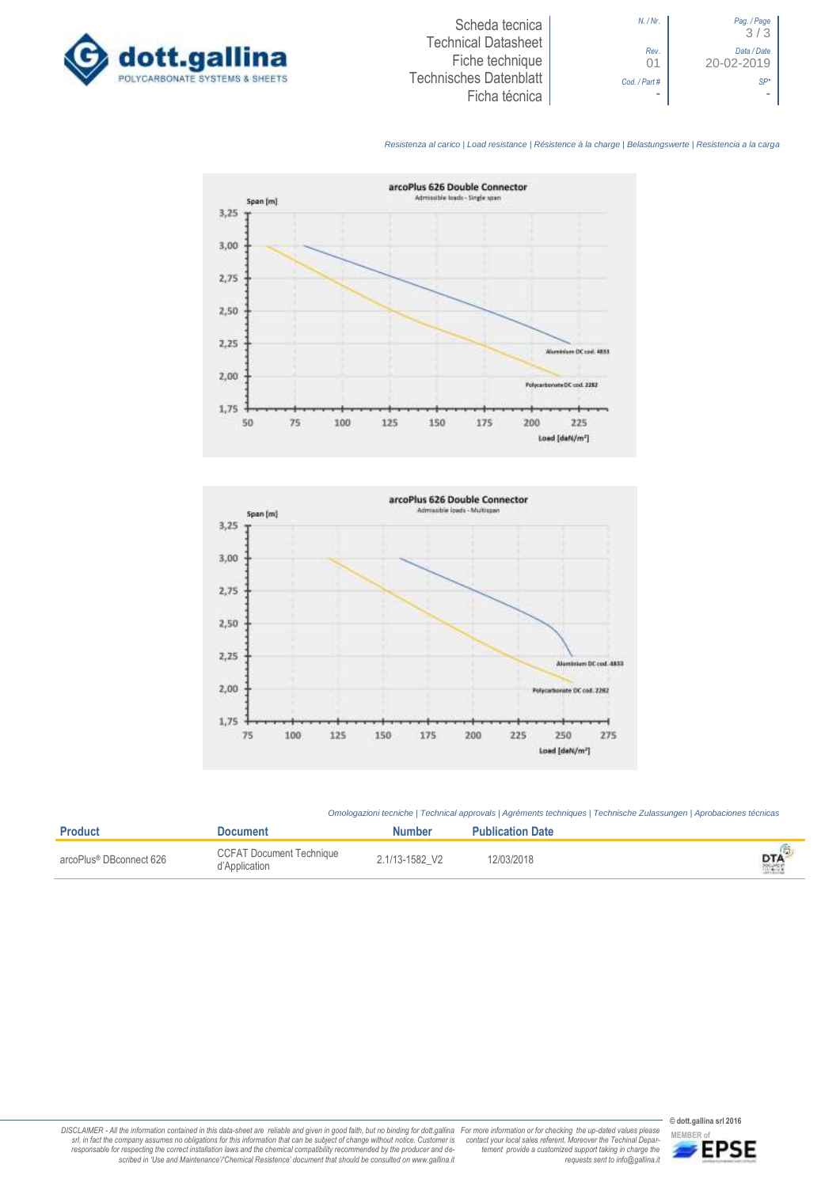*Resistenza al carico | Load resistance | Résistence à la charge | Belastungswerte | Resistencia a la carga*

**arcoPlus 626 Double Connector**
Admissible loads - Single span

Span [m]
3,25
3,00
2,75
2,50
2,25
2,00
1,75

50 75 100 125 150 175 200 225
Load [daN/m²]

Aluminium DC cod. 4833
Polycarbonate DC cod. 2282

**arcoPlus 626 Double Connector**
Admissible loads - Multispan

Span [m]
3,25
3,00
2,75
2,50
2,25
2,00
1,75

75 100 125 150 175 200 225 250 275
Load [daN/m²]

Aluminium DC cod. 4833
Polycarbonate DC cod. 2282

*Omologazioni tecniche | Technical approvals | Agréments techniques | Technische Zulassungen | Aprobaciones técnicas*

| Product | Document | Number | Publication Date |
|---|---|---|---|
| arcoPlus® DBconnect 626 | CCFAT Document Technique d'Application | 2.1/13-1582_V2 | 12/03/2018 |

*DISCLAIMER - All the information contained in this data-sheet are reliable and given in good faith, but no binding for dott.gallina srl, in fact the company assumes no obligations for this information that can be subject of change without notice. Customer is responsable for respecting the correct installation laws and the chemical compatibility recommended by the producer and described in 'Use and Maintenance'/'Chemical Resistence' document that should be consulted on www.gallina.it*

*For more information or for checking the up-dated values please contact your local sales referent. Moreover the Techinal Departement provide a customized support taking in charge the requests sent to info@gallina.it*

© dott.gallina srl 2016